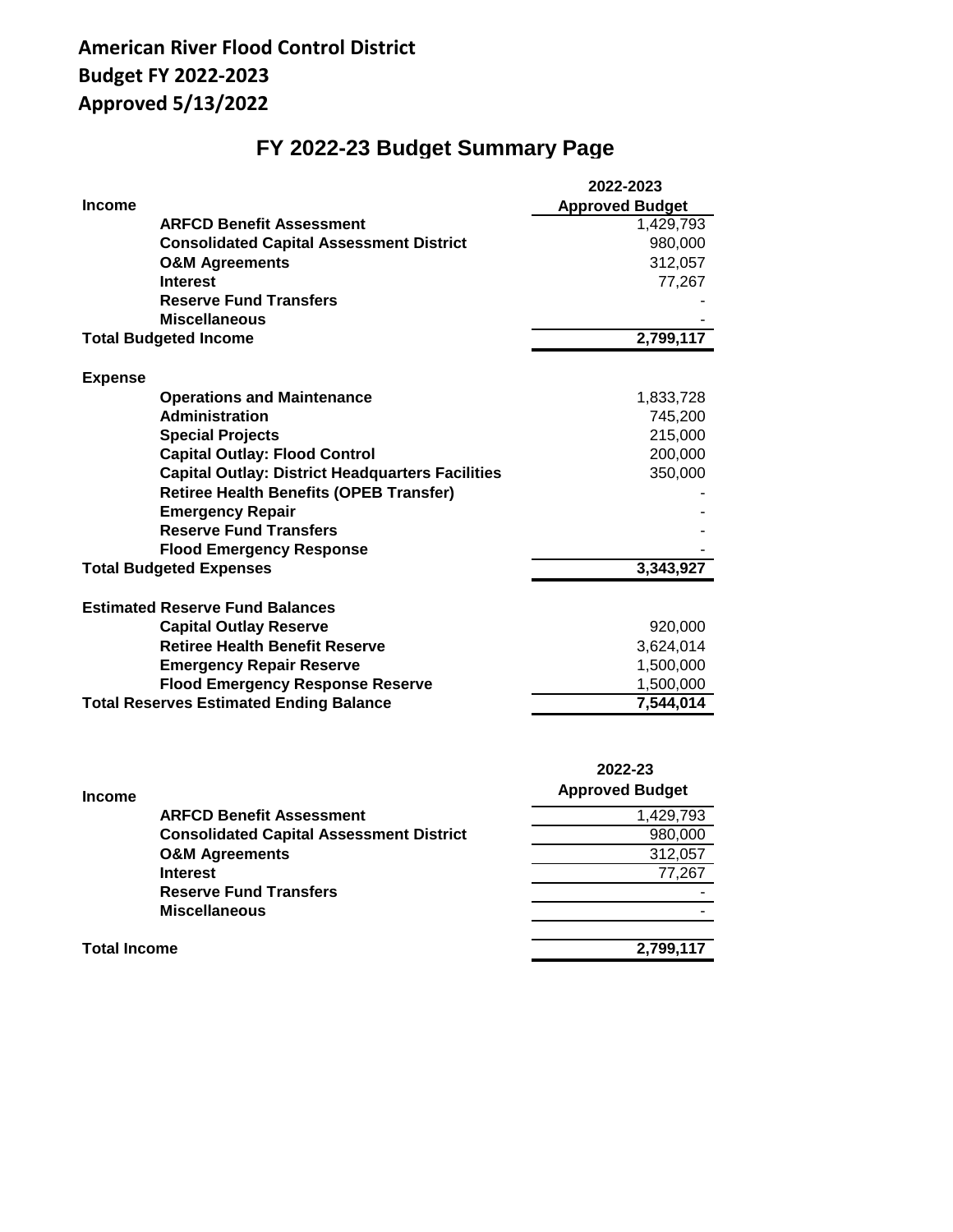**American River Flood Control District**
**Budget FY 2022-2023**
**Approved 5/13/2022**

# FY 2022-23 Budget Summary Page

| | 2022-2023 Approved Budget |
|---|---|
| **Income** | |
| **ARFCD Benefit Assessment** | 1,429,793 |
| **Consolidated Capital Assessment District** | 980,000 |
| **O&M Agreements** | 312,057 |
| **Interest** | 77,267 |
| **Reserve Fund Transfers** | - |
| **Miscellaneous** | - |
| **Total Budgeted Income** | **2,799,117** |
| **Expense** | |
| **Operations and Maintenance** | 1,833,728 |
| **Administration** | 745,200 |
| **Special Projects** | 215,000 |
| **Capital Outlay: Flood Control** | 200,000 |
| **Capital Outlay: District Headquarters Facilities** | 350,000 |
| **Retiree Health Benefits (OPEB Transfer)** | - |
| **Emergency Repair** | - |
| **Reserve Fund Transfers** | - |
| **Flood Emergency Response** | - |
| **Total Budgeted Expenses** | **3,343,927** |
| **Estimated Reserve Fund Balances** | |
| **Capital Outlay Reserve** | 920,000 |
| **Retiree Health Benefit Reserve** | 3,624,014 |
| **Emergency Repair Reserve** | 1,500,000 |
| **Flood Emergency Response Reserve** | 1,500,000 |
| **Total Reserves Estimated Ending Balance** | **7,544,014** |

| **Income** | 2022-23 Approved Budget |
|---|---|
| **ARFCD Benefit Assessment** | 1,429,793 |
| **Consolidated Capital Assessment District** | 980,000 |
| **O&M Agreements** | 312,057 |
| **Interest** | 77,267 |
| **Reserve Fund Transfers** | - |
| **Miscellaneous** | - |
| **Total Income** | **2,799,117** |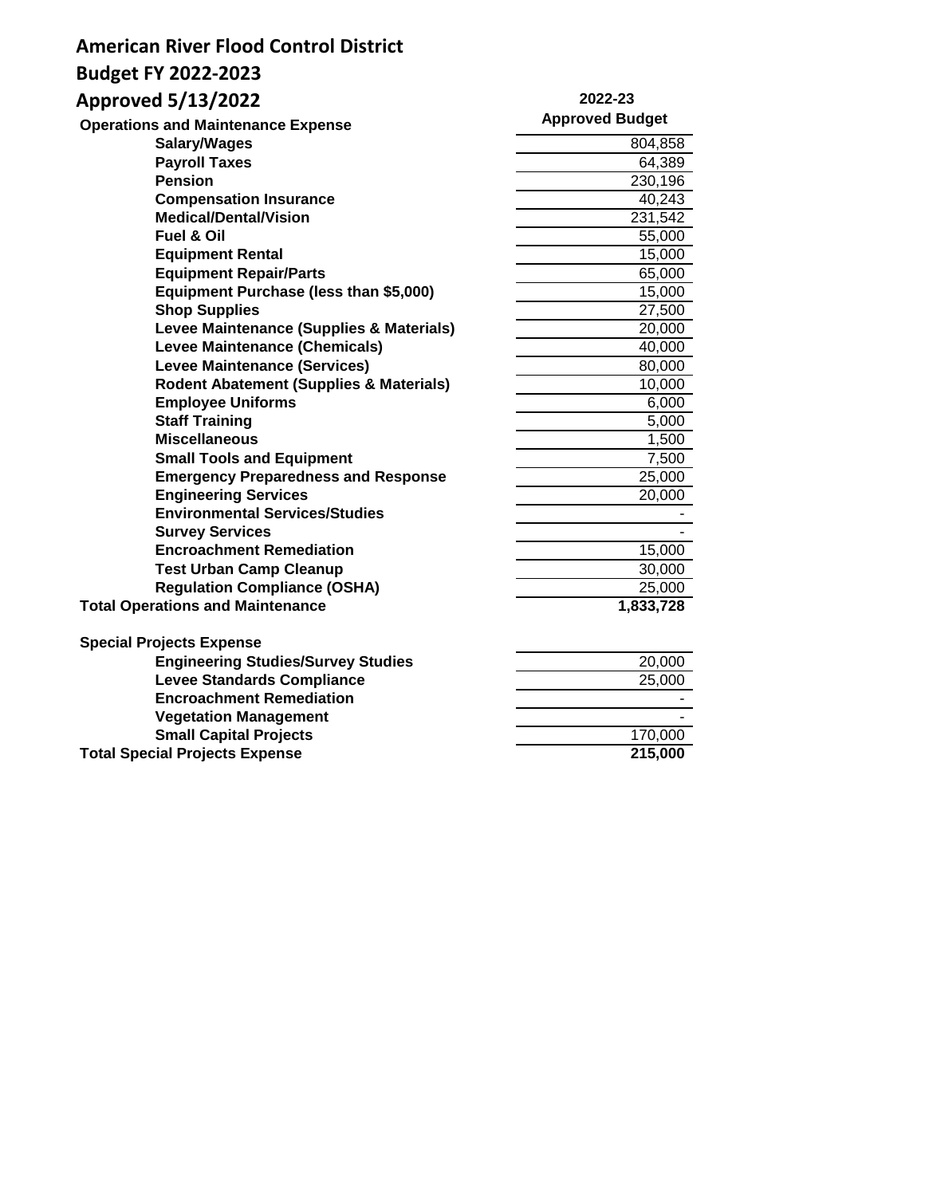# American River Flood Control District

## Budget FY 2022-2023

## Approved 5/13/2022

| | 2022-23 Approved Budget |
|---|---|
| **Operations and Maintenance Expense** | |
| **Salary/Wages** | 804,858 |
| **Payroll Taxes** | 64,389 |
| **Pension** | 230,196 |
| **Compensation Insurance** | 40,243 |
| **Medical/Dental/Vision** | 231,542 |
| **Fuel & Oil** | 55,000 |
| **Equipment Rental** | 15,000 |
| **Equipment Repair/Parts** | 65,000 |
| **Equipment Purchase (less than $5,000)** | 15,000 |
| **Shop Supplies** | 27,500 |
| **Levee Maintenance (Supplies & Materials)** | 20,000 |
| **Levee Maintenance (Chemicals)** | 40,000 |
| **Levee Maintenance (Services)** | 80,000 |
| **Rodent Abatement (Supplies & Materials)** | 10,000 |
| **Employee Uniforms** | 6,000 |
| **Staff Training** | 5,000 |
| **Miscellaneous** | 1,500 |
| **Small Tools and Equipment** | 7,500 |
| **Emergency Preparedness and Response** | 25,000 |
| **Engineering Services** | 20,000 |
| **Environmental Services/Studies** | - |
| **Survey Services** | - |
| **Encroachment Remediation** | 15,000 |
| **Test Urban Camp Cleanup** | 30,000 |
| **Regulation Compliance (OSHA)** | 25,000 |
| **Total Operations and Maintenance** | **1,833,728** |
| | |
| **Special Projects Expense** | |
| **Engineering Studies/Survey Studies** | 20,000 |
| **Levee Standards Compliance** | 25,000 |
| **Encroachment Remediation** | - |
| **Vegetation Management** | - |
| **Small Capital Projects** | 170,000 |
| **Total Special Projects Expense** | **215,000** |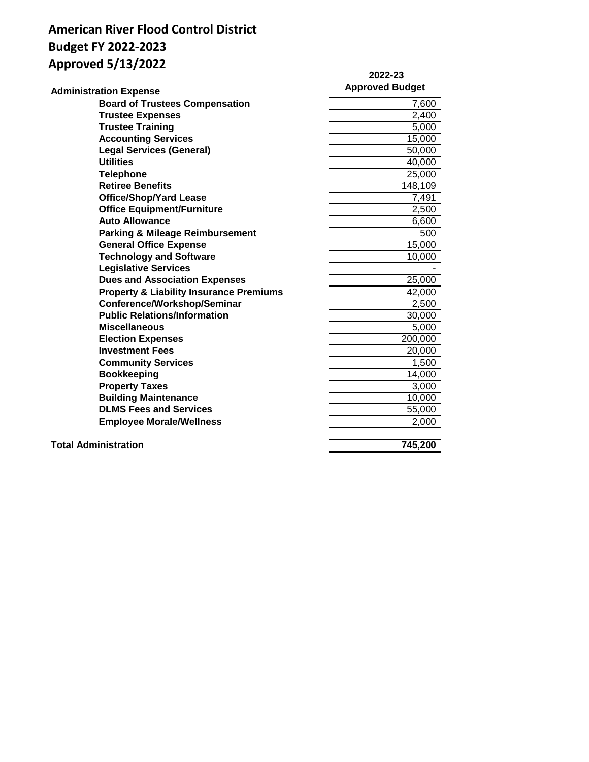# American River Flood Control District
## Budget FY 2022-2023
## Approved 5/13/2022

| Administration Expense | 2022-23 Approved Budget |
|---|---|
| Board of Trustees Compensation | 7,600 |
| Trustee Expenses | 2,400 |
| Trustee Training | 5,000 |
| Accounting Services | 15,000 |
| Legal Services (General) | 50,000 |
| Utilities | 40,000 |
| Telephone | 25,000 |
| Retiree Benefits | 148,109 |
| Office/Shop/Yard Lease | 7,491 |
| Office Equipment/Furniture | 2,500 |
| Auto Allowance | 6,600 |
| Parking & Mileage Reimbursement | 500 |
| General Office Expense | 15,000 |
| Technology and Software | 10,000 |
| Legislative Services | - |
| Dues and Association Expenses | 25,000 |
| Property & Liability Insurance Premiums | 42,000 |
| Conference/Workshop/Seminar | 2,500 |
| Public Relations/Information | 30,000 |
| Miscellaneous | 5,000 |
| Election Expenses | 200,000 |
| Investment Fees | 20,000 |
| Community Services | 1,500 |
| Bookkeeping | 14,000 |
| Property Taxes | 3,000 |
| Building Maintenance | 10,000 |
| DLMS Fees and Services | 55,000 |
| Employee Morale/Wellness | 2,000 |
| **Total Administration** | **745,200** |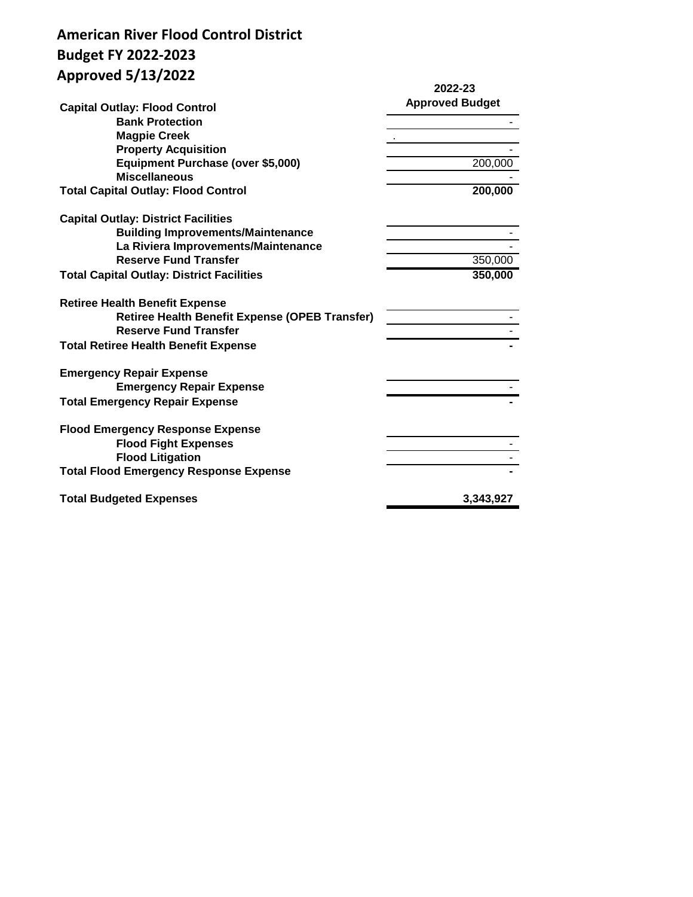# American River Flood Control District
## Budget FY 2022-2023
## Approved 5/13/2022

| | 2022-23 Approved Budget |
|---|---|
| **Capital Outlay: Flood Control** | |
| **Bank Protection** | - |
| **Magpie Creek** | . |
| **Property Acquisition** | - |
| **Equipment Purchase (over $5,000)** | 200,000 |
| **Miscellaneous** | - |
| **Total Capital Outlay: Flood Control** | **200,000** |
| | |
| **Capital Outlay: District Facilities** | |
| **Building Improvements/Maintenance** | - |
| **La Riviera Improvements/Maintenance** | - |
| **Reserve Fund Transfer** | 350,000 |
| **Total Capital Outlay: District Facilities** | **350,000** |
| | |
| **Retiree Health Benefit Expense** | |
| **Retiree Health Benefit Expense (OPEB Transfer)** | - |
| **Reserve Fund Transfer** | - |
| **Total Retiree Health Benefit Expense** | **-** |
| | |
| **Emergency Repair Expense** | |
| **Emergency Repair Expense** | - |
| **Total Emergency Repair Expense** | **-** |
| | |
| **Flood Emergency Response Expense** | |
| **Flood Fight Expenses** | - |
| **Flood Litigation** | - |
| **Total Flood Emergency Response Expense** | **-** |
| | |
| **Total Budgeted Expenses** | **3,343,927** |